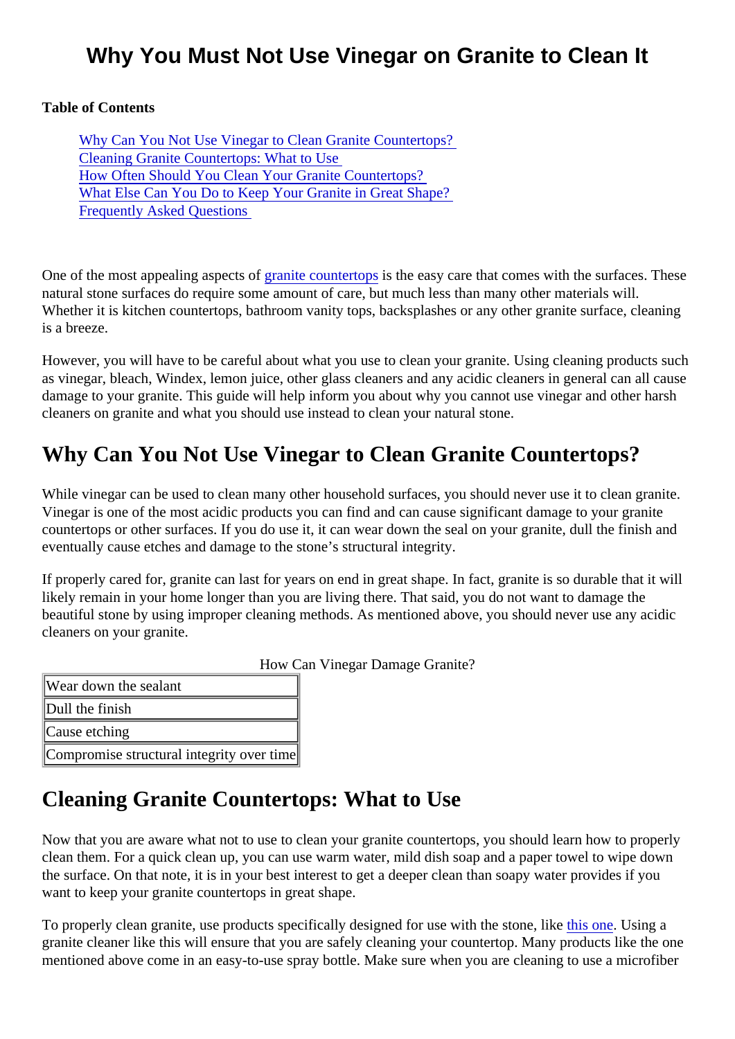# Why You Must Not Use Vinegar on Granite to Clean It

**Table of Contents**

- Why Can You Not Use Vinegar to Clean Granite Countertops?
- Cleaning Granite Countertops: What to Use
- How Often Should You Clean Your Granite Countertops?
- What Else Can You Do to Keep Your Granite in Great Shape?
- Frequently Asked Questions

One of the most appealing aspects of granite countertops is the easy care that comes with the surfaces. These natural stone surfaces do require some amount of care, but much less than many other materials will. Whether it is kitchen countertops, bathroom vanity tops, backsplashes or any other granite surface, cleaning is a breeze.

However, you will have to be careful about what you use to clean your granite. Using cleaning products such as vinegar, bleach, Windex, lemon juice, other glass cleaners and any acidic cleaners in general can all cause damage to your granite. This guide will help inform you about why you cannot use vinegar and other harsh cleaners on granite and what you should use instead to clean your natural stone.

## Why Can You Not Use Vinegar to Clean Granite Countertops?

While vinegar can be used to clean many other household surfaces, you should never use it to clean granite. Vinegar is one of the most acidic products you can find and can cause significant damage to your granite countertops or other surfaces. If you do use it, it can wear down the seal on your granite, dull the finish and eventually cause etches and damage to the stone's structural integrity.

If properly cared for, granite can last for years on end in great shape. In fact, granite is so durable that it will likely remain in your home longer than you are living there. That said, you do not want to damage the beautiful stone by using improper cleaning methods. As mentioned above, you should never use any acidic cleaners on your granite.

How Can Vinegar Damage Granite?

| How Can Vinegar Damage Granite? |
| --- |
| Wear down the sealant |
| Dull the finish |
| Cause etching |
| Compromise structural integrity over time |

## Cleaning Granite Countertops: What to Use

Now that you are aware what not to use to clean your granite countertops, you should learn how to properly clean them. For a quick clean up, you can use warm water, mild dish soap and a paper towel to wipe down the surface. On that note, it is in your best interest to get a deeper clean than soapy water provides if you want to keep your granite countertops in great shape.

To properly clean granite, use products specifically designed for use with the stone, like this one. Using a granite cleaner like this will ensure that you are safely cleaning your countertop. Many products like the one mentioned above come in an easy-to-use spray bottle. Make sure when you are cleaning to use a microfiber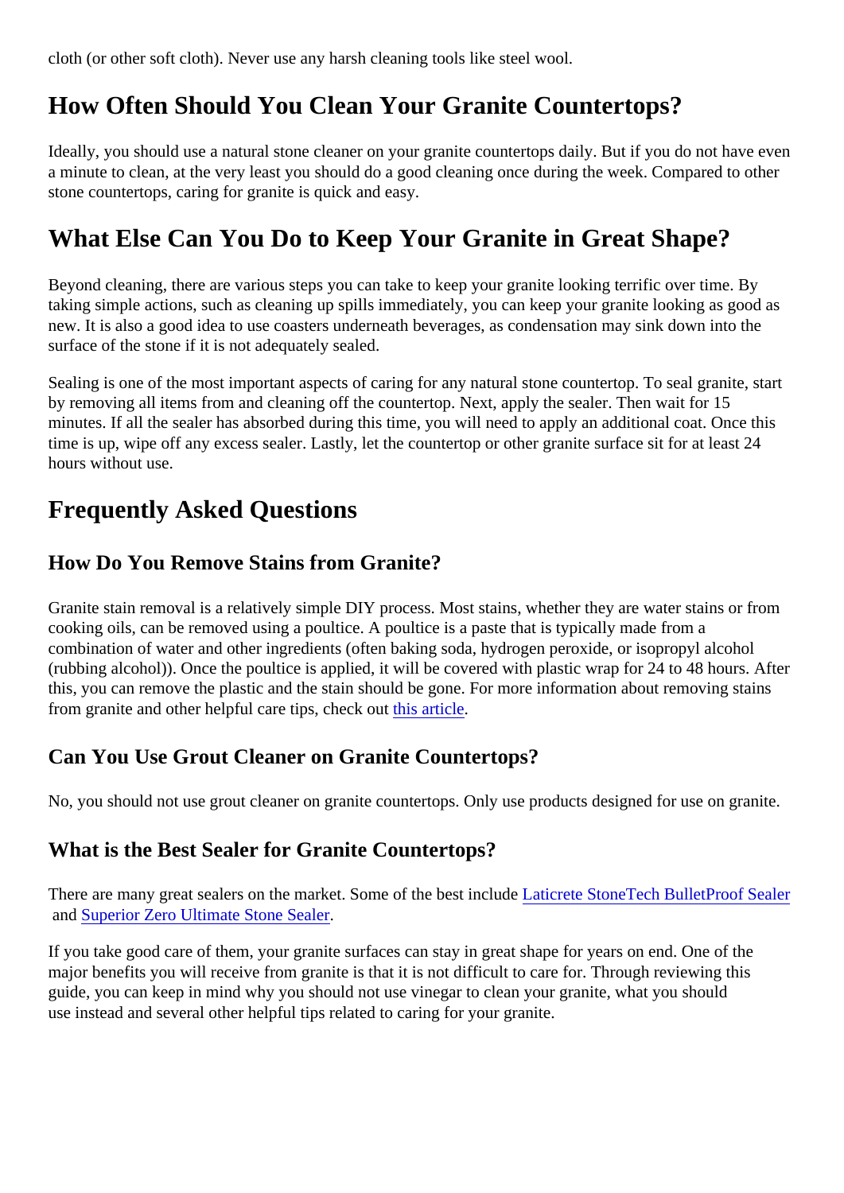cloth (or other soft cloth). Never use any harsh cleaning tools like steel wool.

## How Often Should You Clean Your Granite Countertops?

Ideally, you should use a natural stone cleaner on your granite countertops daily. But if you do not have even a minute to clean, at the very least you should do a good cleaning once during the week. Compared to other stone countertops, caring for granite is quick and easy.

## What Else Can You Do to Keep Your Granite in Great Shape?

Beyond cleaning, there are various steps you can take to keep your granite looking terrific over time. By taking simple actions, such as cleaning up spills immediately, you can keep your granite looking as good as new. It is also a good idea to use coasters underneath beverages, as condensation may sink down into the surface of the stone if it is not adequately sealed.

Sealing is one of the most important aspects of caring for any natural stone countertop. To seal granite, start by removing all items from and cleaning off the countertop. Next, apply the sealer. Then wait for 15 minutes. If all the sealer has absorbed during this time, you will need to apply an additional coat. Once this time is up, wipe off any excess sealer. Lastly, let the countertop or other granite surface sit for at least 24 hours without use.

## Frequently Asked Questions

### How Do You Remove Stains from Granite?

Granite stain removal is a relatively simple DIY process. Most stains, whether they are water stains or from cooking oils, can be removed using a poultice. A poultice is a paste that is typically made from a combination of water and other ingredients (often baking soda, hydrogen peroxide, or isopropyl alcohol (rubbing alcohol)). Once the poultice is applied, it will be covered with plastic wrap for 24 to 48 hours. After this, you can remove the plastic and the stain should be gone. For more information about removing stains from granite and other helpful care tips, check out this article.

### Can You Use Grout Cleaner on Granite Countertops?

No, you should not use grout cleaner on granite countertops. Only use products designed for use on granite.

### What is the Best Sealer for Granite Countertops?

There are many great sealers on the market. Some of the best include Laticrete StoneTech BulletProof Sealer and Superior Zero Ultimate Stone Sealer.

If you take good care of them, your granite surfaces can stay in great shape for years on end. One of the major benefits you will receive from granite is that it is not difficult to care for. Through reviewing this guide, you can keep in mind why you should not use vinegar to clean your granite, what you should use instead and several other helpful tips related to caring for your granite.